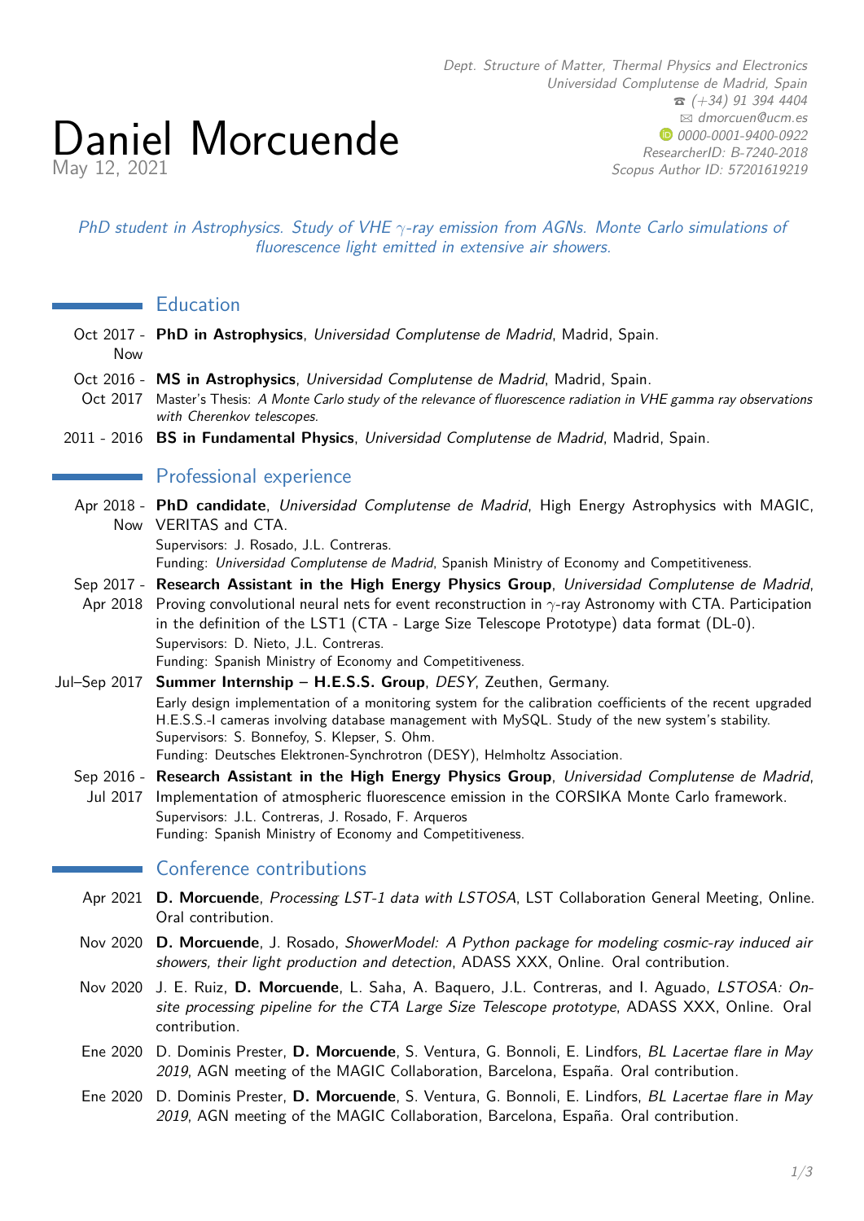# Daniel Morcuende

May 12, 2021

*Dept. Structure of Matter, Thermal Physics and Electronics*
*Universidad Complutense de Madrid, Spain*
*☎ (+34) 91 394 4404*
*✉ dmorcuen@ucm.es*
*0000-0001-9400-0922*
*ResearcherID: B-7240-2018*
*Scopus Author ID: 57201619219*

*PhD student in Astrophysics. Study of VHE $\gamma$-ray emission from AGNs. Monte Carlo simulations of fluorescence light emitted in extensive air showers.*

## Education

**Oct 2017 - Now** — **PhD in Astrophysics**, *Universidad Complutense de Madrid*, Madrid, Spain.

**Oct 2016 - Oct 2017** — **MS in Astrophysics**, *Universidad Complutense de Madrid*, Madrid, Spain.
Master's Thesis: *A Monte Carlo study of the relevance of fluorescence radiation in VHE gamma ray observations with Cherenkov telescopes.*

**2011 - 2016** — **BS in Fundamental Physics**, *Universidad Complutense de Madrid*, Madrid, Spain.

## Professional experience

**Apr 2018 - Now** — **PhD candidate**, *Universidad Complutense de Madrid*, High Energy Astrophysics with MAGIC, VERITAS and CTA.
Supervisors: J. Rosado, J.L. Contreras.
Funding: *Universidad Complutense de Madrid*, Spanish Ministry of Economy and Competitiveness.

**Sep 2017 - Apr 2018** — **Research Assistant in the High Energy Physics Group**, *Universidad Complutense de Madrid*, Proving convolutional neural nets for event reconstruction in $\gamma$-ray Astronomy with CTA. Participation in the definition of the LST1 (CTA - Large Size Telescope Prototype) data format (DL-0).
Supervisors: D. Nieto, J.L. Contreras.
Funding: Spanish Ministry of Economy and Competitiveness.

**Jul–Sep 2017** — **Summer Internship – H.E.S.S. Group**, *DESY*, Zeuthen, Germany.
Early design implementation of a monitoring system for the calibration coefficients of the recent upgraded H.E.S.S.-I cameras involving database management with MySQL. Study of the new system's stability.
Supervisors: S. Bonnefoy, S. Klepser, S. Ohm.
Funding: Deutsches Elektronen-Synchrotron (DESY), Helmholtz Association.

**Sep 2016 - Jul 2017** — **Research Assistant in the High Energy Physics Group**, *Universidad Complutense de Madrid*, Implementation of atmospheric fluorescence emission in the CORSIKA Monte Carlo framework.
Supervisors: J.L. Contreras, J. Rosado, F. Arqueros
Funding: Spanish Ministry of Economy and Competitiveness.

## Conference contributions

**Apr 2021** — **D. Morcuende**, *Processing LST-1 data with LSTOSA*, LST Collaboration General Meeting, Online. Oral contribution.

**Nov 2020** — **D. Morcuende**, J. Rosado, *ShowerModel: A Python package for modeling cosmic-ray induced air showers, their light production and detection*, ADASS XXX, Online. Oral contribution.

**Nov 2020** — J. E. Ruiz, **D. Morcuende**, L. Saha, A. Baquero, J.L. Contreras, and I. Aguado, *LSTOSA: On-site processing pipeline for the CTA Large Size Telescope prototype*, ADASS XXX, Online. Oral contribution.

**Ene 2020** — D. Dominis Prester, **D. Morcuende**, S. Ventura, G. Bonnoli, E. Lindfors, *BL Lacertae flare in May 2019*, AGN meeting of the MAGIC Collaboration, Barcelona, España. Oral contribution.

**Ene 2020** — D. Dominis Prester, **D. Morcuende**, S. Ventura, G. Bonnoli, E. Lindfors, *BL Lacertae flare in May 2019*, AGN meeting of the MAGIC Collaboration, Barcelona, España. Oral contribution.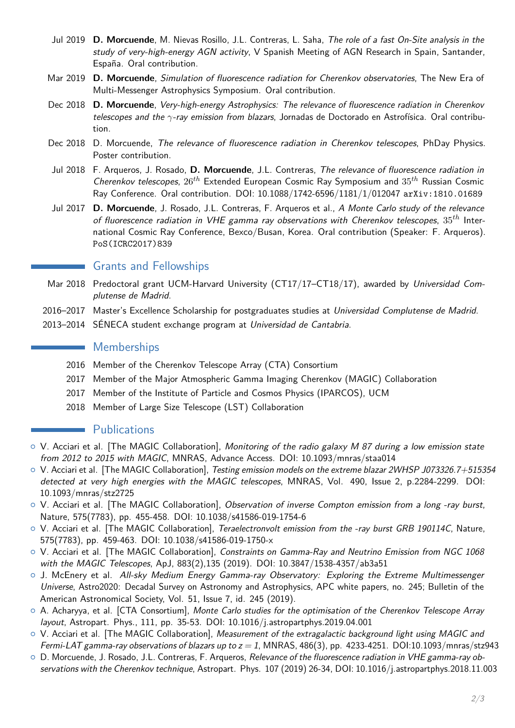Jul 2019 **D. Morcuende**, M. Nievas Rosillo, J.L. Contreras, L. Saha, *The role of a fast On-Site analysis in the study of very-high-energy AGN activity*, V Spanish Meeting of AGN Research in Spain, Santander, España. Oral contribution.

Mar 2019 **D. Morcuende**, *Simulation of fluorescence radiation for Cherenkov observatories*, The New Era of Multi-Messenger Astrophysics Symposium. Oral contribution.

Dec 2018 **D. Morcuende**, *Very-high-energy Astrophysics: The relevance of fluorescence radiation in Cherenkov telescopes and the $\gamma$-ray emission from blazars*, Jornadas de Doctorado en Astrofísica. Oral contribution.

Dec 2018 D. Morcuende, *The relevance of fluorescence radiation in Cherenkov telescopes*, PhDay Physics. Poster contribution.

Jul 2018 F. Arqueros, J. Rosado, **D. Morcuende**, J.L. Contreras, *The relevance of fluorescence radiation in Cherenkov telescopes*, $26^{th}$ Extended European Cosmic Ray Symposium and $35^{th}$ Russian Cosmic Ray Conference. Oral contribution. DOI: 10.1088/1742-6596/1181/1/012047 `arXiv:1810.01689`

Jul 2017 **D. Morcuende**, J. Rosado, J.L. Contreras, F. Arqueros et al., *A Monte Carlo study of the relevance of fluorescence radiation in VHE gamma ray observations with Cherenkov telescopes*, $35^{th}$ International Cosmic Ray Conference, Bexco/Busan, Korea. Oral contribution (Speaker: F. Arqueros). `PoS(ICRC2017)839`

## Grants and Fellowships

Mar 2018 Predoctoral grant UCM-Harvard University (CT17/17–CT18/17), awarded by *Universidad Complutense de Madrid*.

2016–2017 Master's Excellence Scholarship for postgraduates studies at *Universidad Complutense de Madrid*.

2013–2014 SÉNECA student exchange program at *Universidad de Cantabria*.

## Memberships

2016 Member of the Cherenkov Telescope Array (CTA) Consortium

2017 Member of the Major Atmospheric Gamma Imaging Cherenkov (MAGIC) Collaboration

2017 Member of the Institute of Particle and Cosmos Physics (IPARCOS), UCM

2018 Member of Large Size Telescope (LST) Collaboration

## Publications

- V. Acciari et al. [The MAGIC Collaboration], *Monitoring of the radio galaxy M 87 during a low emission state from 2012 to 2015 with MAGIC*, MNRAS, Advance Access. DOI: 10.1093/mnras/staa014
- V. Acciari et al. [The MAGIC Collaboration], *Testing emission models on the extreme blazar 2WHSP J073326.7+515354 detected at very high energies with the MAGIC telescopes*, MNRAS, Vol. 490, Issue 2, p.2284-2299. DOI: 10.1093/mnras/stz2725
- V. Acciari et al. [The MAGIC Collaboration], *Observation of inverse Compton emission from a long -ray burst*, Nature, 575(7783), pp. 455-458. DOI: 10.1038/s41586-019-1754-6
- V. Acciari et al. [The MAGIC Collaboration], *Teraelectronvolt emission from the -ray burst GRB 190114C*, Nature, 575(7783), pp. 459-463. DOI: 10.1038/s41586-019-1750-x
- V. Acciari et al. [The MAGIC Collaboration], *Constraints on Gamma-Ray and Neutrino Emission from NGC 1068 with the MAGIC Telescopes*, ApJ, 883(2),135 (2019). DOI: 10.3847/1538-4357/ab3a51
- J. McEnery et al. *All-sky Medium Energy Gamma-ray Observatory: Exploring the Extreme Multimessenger Universe*, Astro2020: Decadal Survey on Astronomy and Astrophysics, APC white papers, no. 245; Bulletin of the American Astronomical Society, Vol. 51, Issue 7, id. 245 (2019).
- A. Acharyya, et al. [CTA Consortium], *Monte Carlo studies for the optimisation of the Cherenkov Telescope Array layout*, Astropart. Phys., 111, pp. 35-53. DOI: 10.1016/j.astropartphys.2019.04.001
- V. Acciari et al. [The MAGIC Collaboration], *Measurement of the extragalactic background light using MAGIC and Fermi-LAT gamma-ray observations of blazars up to $z = 1$*, MNRAS, 486(3), pp. 4233-4251. DOI:10.1093/mnras/stz943
- D. Morcuende, J. Rosado, J.L. Contreras, F. Arqueros, *Relevance of the fluorescence radiation in VHE gamma-ray observations with the Cherenkov technique*, Astropart. Phys. 107 (2019) 26-34, DOI: 10.1016/j.astropartphys.2018.11.003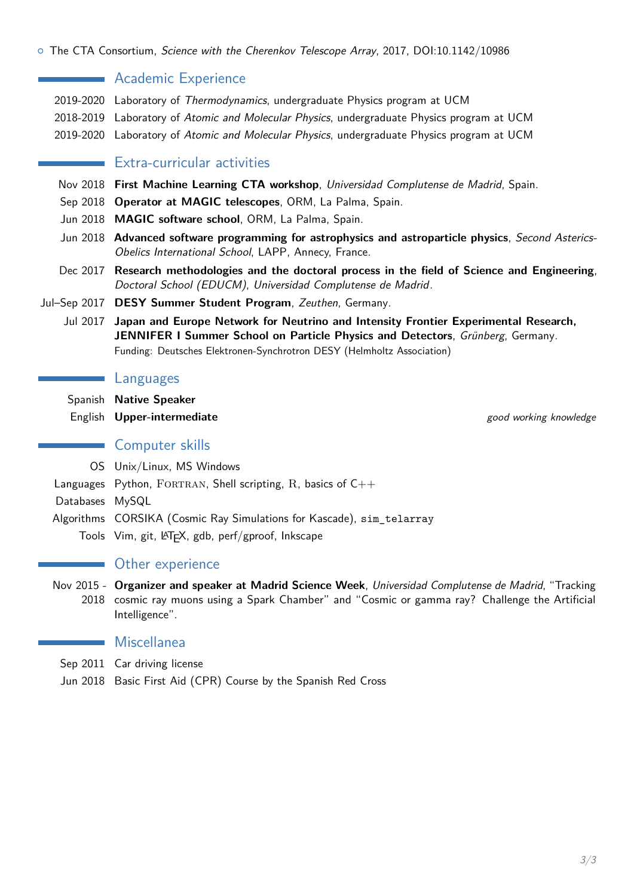- The CTA Consortium, *Science with the Cherenkov Telescope Array*, 2017, DOI:10.1142/10986

## Academic Experience

2019-2020 Laboratory of *Thermodynamics*, undergraduate Physics program at UCM

2018-2019 Laboratory of *Atomic and Molecular Physics*, undergraduate Physics program at UCM

2019-2020 Laboratory of *Atomic and Molecular Physics*, undergraduate Physics program at UCM

## Extra-curricular activities

Nov 2018 **First Machine Learning CTA workshop**, *Universidad Complutense de Madrid*, Spain.

Sep 2018 **Operator at MAGIC telescopes**, ORM, La Palma, Spain.

Jun 2018 **MAGIC software school**, ORM, La Palma, Spain.

Jun 2018 **Advanced software programming for astrophysics and astroparticle physics**, *Second Asterics-Obelics International School*, LAPP, Annecy, France.

Dec 2017 **Research methodologies and the doctoral process in the field of Science and Engineering**, *Doctoral School (EDUCM)*, *Universidad Complutense de Madrid*.

Jul–Sep 2017 **DESY Summer Student Program**, *Zeuthen*, Germany.

Jul 2017 **Japan and Europe Network for Neutrino and Intensity Frontier Experimental Research, JENNIFER I Summer School on Particle Physics and Detectors**, *Grünberg*, Germany.
Funding: Deutsches Elektronen-Synchrotron DESY (Helmholtz Association)

## Languages

Spanish **Native Speaker**

English **Upper-intermediate** *good working knowledge*

## Computer skills

OS Unix/Linux, MS Windows

Languages Python, Fortran, Shell scripting, R, basics of C++

Databases MySQL

Algorithms CORSIKA (Cosmic Ray Simulations for Kascade), `sim_telarray`

Tools Vim, git, LaTeX, gdb, perf/gproof, Inkscape

## Other experience

Nov 2015 - 2018 **Organizer and speaker at Madrid Science Week**, *Universidad Complutense de Madrid*, "Tracking cosmic ray muons using a Spark Chamber" and "Cosmic or gamma ray? Challenge the Artificial Intelligence".

## Miscellanea

Sep 2011 Car driving license

Jun 2018 Basic First Aid (CPR) Course by the Spanish Red Cross